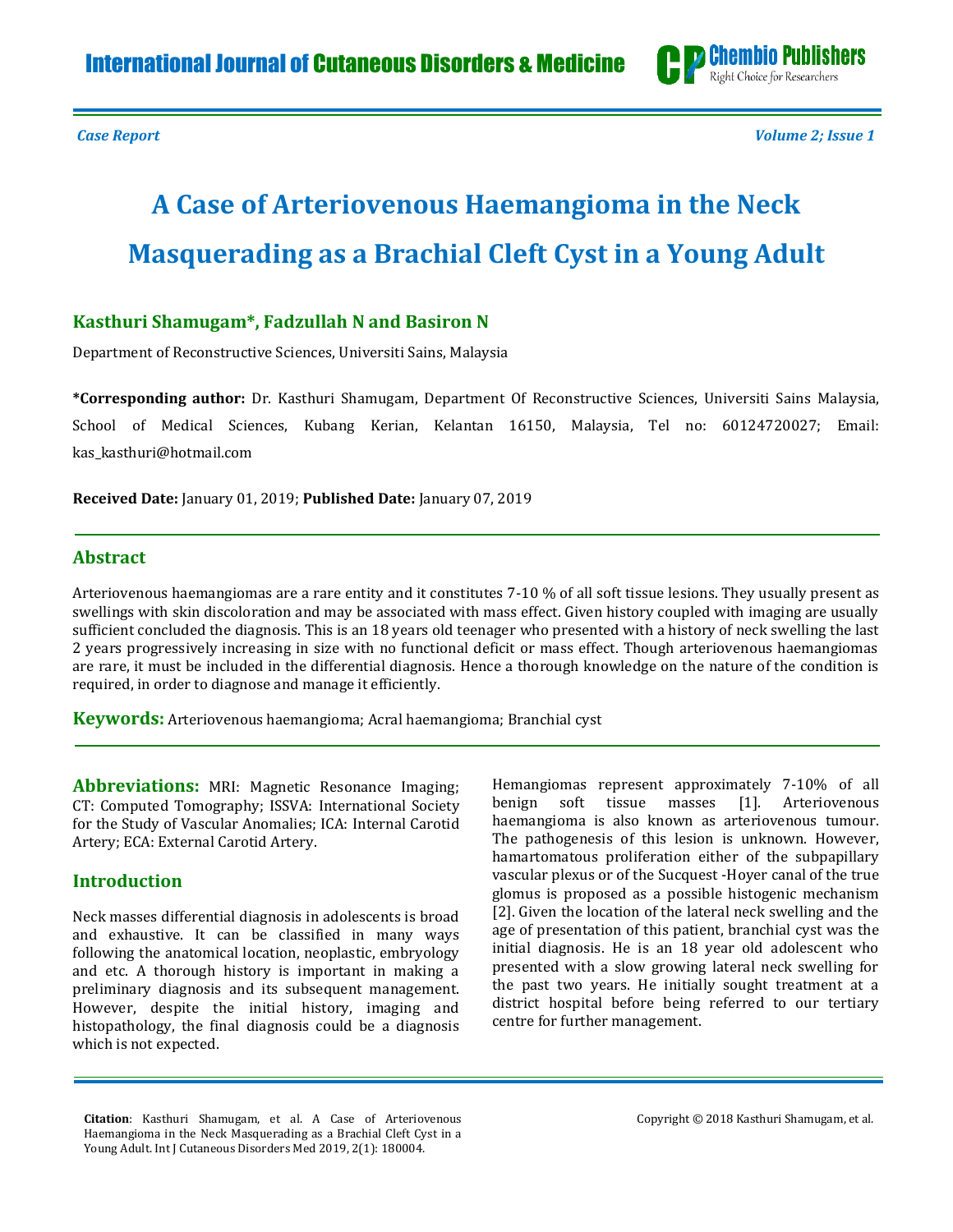*Case Report*

# A Case of Arteriovenous Haemangioma in the Neck Masquerading as a Brachial Cleft Cyst in a Young Adult

**Kasthuri Shamugam\*, Fadzullah N and Basiron N**

Department of Reconstructive Sciences, Universiti Sains, Malaysia

**\*Corresponding author:** Dr. Kasthuri Shamugam, Department Of Reconstructive Sciences, Universiti Sains Malaysia, School of Medical Sciences, Kubang Kerian, Kelantan 16150, Malaysia, Tel no: 60124720027; Email: kas_kasthuri@hotmail.com

**Received Date:** January 01, 2019; **Published Date:** January 07, 2019

## Abstract

Arteriovenous haemangiomas are a rare entity and it constitutes 7-10 % of all soft tissue lesions. They usually present as swellings with skin discoloration and may be associated with mass effect. Given history coupled with imaging are usually sufficient concluded the diagnosis. This is an 18 years old teenager who presented with a history of neck swelling the last 2 years progressively increasing in size with no functional deficit or mass effect. Though arteriovenous haemangiomas are rare, it must be included in the differential diagnosis. Hence a thorough knowledge on the nature of the condition is required, in order to diagnose and manage it efficiently.

**Keywords:** Arteriovenous haemangioma; Acral haemangioma; Branchial cyst

**Abbreviations:** MRI: Magnetic Resonance Imaging; CT: Computed Tomography; ISSVA: International Society for the Study of Vascular Anomalies; ICA: Internal Carotid Artery; ECA: External Carotid Artery.

## Introduction

Neck masses differential diagnosis in adolescents is broad and exhaustive. It can be classified in many ways following the anatomical location, neoplastic, embryology and etc. A thorough history is important in making a preliminary diagnosis and its subsequent management. However, despite the initial history, imaging and histopathology, the final diagnosis could be a diagnosis which is not expected.

Hemangiomas represent approximately 7-10% of all benign soft tissue masses [1]. Arteriovenous haemangioma is also known as arteriovenous tumour. The pathogenesis of this lesion is unknown. However, hamartomatous proliferation either of the subpapillary vascular plexus or of the Sucquest -Hoyer canal of the true glomus is proposed as a possible histogenic mechanism [2]. Given the location of the lateral neck swelling and the age of presentation of this patient, branchial cyst was the initial diagnosis. He is an 18 year old adolescent who presented with a slow growing lateral neck swelling for the past two years. He initially sought treatment at a district hospital before being referred to our tertiary centre for further management.

**Citation**: Kasthuri Shamugam, et al. A Case of Arteriovenous Haemangioma in the Neck Masquerading as a Brachial Cleft Cyst in a Young Adult. Int J Cutaneous Disorders Med 2019, 2(1): 180004.

Copyright © 2018 Kasthuri Shamugam, et al.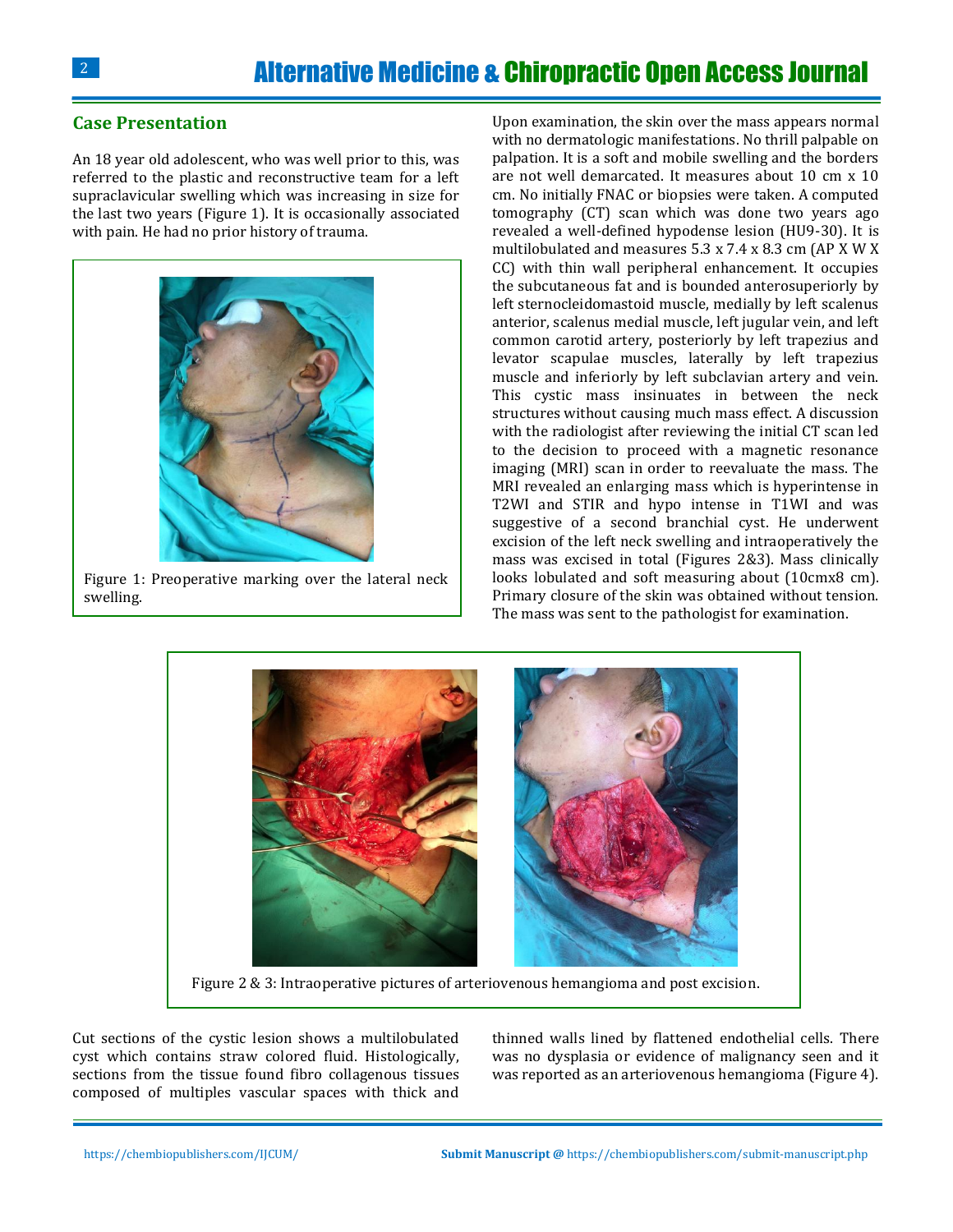## Case Presentation

An 18 year old adolescent, who was well prior to this, was referred to the plastic and reconstructive team for a left supraclavicular swelling which was increasing in size for the last two years (Figure 1). It is occasionally associated with pain. He had no prior history of trauma.

Figure 1: Preoperative marking over the lateral neck swelling.

Upon examination, the skin over the mass appears normal with no dermatologic manifestations. No thrill palpable on palpation. It is a soft and mobile swelling and the borders are not well demarcated. It measures about 10 cm x 10 cm. No initially FNAC or biopsies were taken. A computed tomography (CT) scan which was done two years ago revealed a well-defined hypodense lesion (HU9-30). It is multilobulated and measures 5.3 x 7.4 x 8.3 cm (AP X W X CC) with thin wall peripheral enhancement. It occupies the subcutaneous fat and is bounded anterosuperiorly by left sternocleidomastoid muscle, medially by left scalenus anterior, scalenus medial muscle, left jugular vein, and left common carotid artery, posteriorly by left trapezius and levator scapulae muscles, laterally by left trapezius muscle and inferiorly by left subclavian artery and vein. This cystic mass insinuates in between the neck structures without causing much mass effect. A discussion with the radiologist after reviewing the initial CT scan led to the decision to proceed with a magnetic resonance imaging (MRI) scan in order to reevaluate the mass. The MRI revealed an enlarging mass which is hyperintense in T2WI and STIR and hypo intense in T1WI and was suggestive of a second branchial cyst. He underwent excision of the left neck swelling and intraoperatively the mass was excised in total (Figures 2&3). Mass clinically looks lobulated and soft measuring about (10cmx8 cm). Primary closure of the skin was obtained without tension. The mass was sent to the pathologist for examination.

Figure 2 & 3: Intraoperative pictures of arteriovenous hemangioma and post excision.

Cut sections of the cystic lesion shows a multilobulated cyst which contains straw colored fluid. Histologically, sections from the tissue found fibro collagenous tissues composed of multiples vascular spaces with thick and thinned walls lined by flattened endothelial cells. There was no dysplasia or evidence of malignancy seen and it was reported as an arteriovenous hemangioma (Figure 4).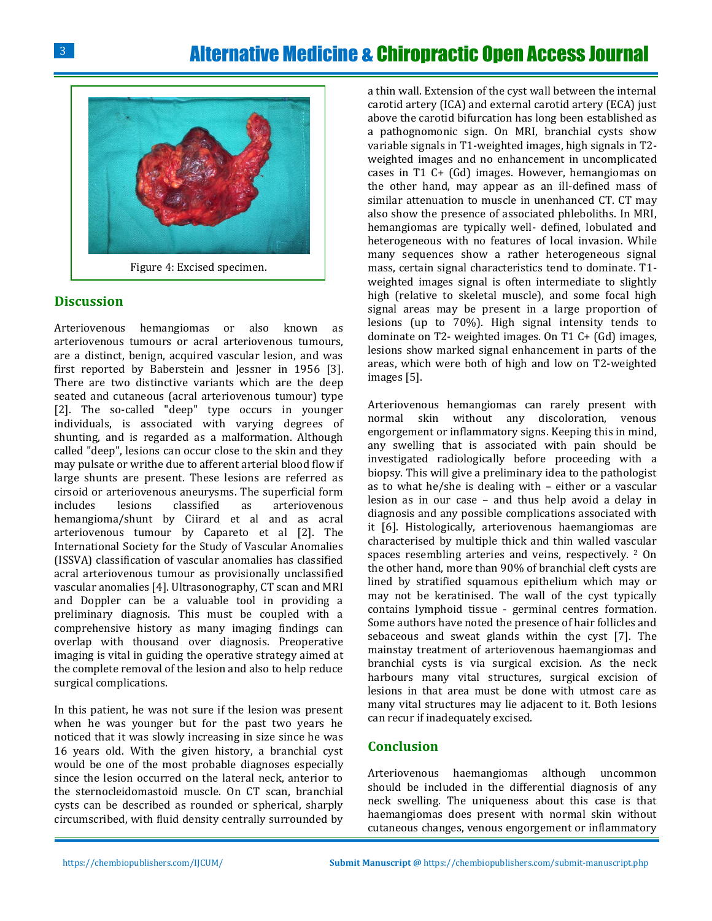Figure 4: Excised specimen.

## Discussion

Arteriovenous hemangiomas or also known as arteriovenous tumours or acral arteriovenous tumours, are a distinct, benign, acquired vascular lesion, and was first reported by Baberstein and Jessner in 1956 [3]. There are two distinctive variants which are the deep seated and cutaneous (acral arteriovenous tumour) type [2]. The so-called "deep" type occurs in younger individuals, is associated with varying degrees of shunting, and is regarded as a malformation. Although called "deep", lesions can occur close to the skin and they may pulsate or writhe due to afferent arterial blood flow if large shunts are present. These lesions are referred as cirsoid or arteriovenous aneurysms. The superficial form includes lesions classified as arteriovenous hemangioma/shunt by Ciirard et al and as acral arteriovenous tumour by Capareto et al [2]. The International Society for the Study of Vascular Anomalies (ISSVA) classification of vascular anomalies has classified acral arteriovenous tumour as provisionally unclassified vascular anomalies [4]. Ultrasonography, CT scan and MRI and Doppler can be a valuable tool in providing a preliminary diagnosis. This must be coupled with a comprehensive history as many imaging findings can overlap with thousand over diagnosis. Preoperative imaging is vital in guiding the operative strategy aimed at the complete removal of the lesion and also to help reduce surgical complications.

In this patient, he was not sure if the lesion was present when he was younger but for the past two years he noticed that it was slowly increasing in size since he was 16 years old. With the given history, a branchial cyst would be one of the most probable diagnoses especially since the lesion occurred on the lateral neck, anterior to the sternocleidomastoid muscle. On CT scan, branchial cysts can be described as rounded or spherical, sharply circumscribed, with fluid density centrally surrounded by a thin wall. Extension of the cyst wall between the internal carotid artery (ICA) and external carotid artery (ECA) just above the carotid bifurcation has long been established as a pathognomonic sign. On MRI, branchial cysts show variable signals in T1-weighted images, high signals in T2-weighted images and no enhancement in uncomplicated cases in T1 C+ (Gd) images. However, hemangiomas on the other hand, may appear as an ill-defined mass of similar attenuation to muscle in unenhanced CT. CT may also show the presence of associated phleboliths. In MRI, hemangiomas are typically well- defined, lobulated and heterogeneous with no features of local invasion. While many sequences show a rather heterogeneous signal mass, certain signal characteristics tend to dominate. T1-weighted images signal is often intermediate to slightly high (relative to skeletal muscle), and some focal high signal areas may be present in a large proportion of lesions (up to 70%). High signal intensity tends to dominate on T2- weighted images. On T1 C+ (Gd) images, lesions show marked signal enhancement in parts of the areas, which were both of high and low on T2-weighted images [5].

Arteriovenous hemangiomas can rarely present with normal skin without any discoloration, venous engorgement or inflammatory signs. Keeping this in mind, any swelling that is associated with pain should be investigated radiologically before proceeding with a biopsy. This will give a preliminary idea to the pathologist as to what he/she is dealing with – either or a vascular lesion as in our case – and thus help avoid a delay in diagnosis and any possible complications associated with it [6]. Histologically, arteriovenous haemangiomas are characterised by multiple thick and thin walled vascular spaces resembling arteries and veins, respectively. [2] On the other hand, more than 90% of branchial cleft cysts are lined by stratified squamous epithelium which may or may not be keratinised. The wall of the cyst typically contains lymphoid tissue - germinal centres formation. Some authors have noted the presence of hair follicles and sebaceous and sweat glands within the cyst [7]. The mainstay treatment of arteriovenous haemangiomas and branchial cysts is via surgical excision. As the neck harbours many vital structures, surgical excision of lesions in that area must be done with utmost care as many vital structures may lie adjacent to it. Both lesions can recur if inadequately excised.

## Conclusion

Arteriovenous haemangiomas although uncommon should be included in the differential diagnosis of any neck swelling. The uniqueness about this case is that haemangiomas does present with normal skin without cutaneous changes, venous engorgement or inflammatory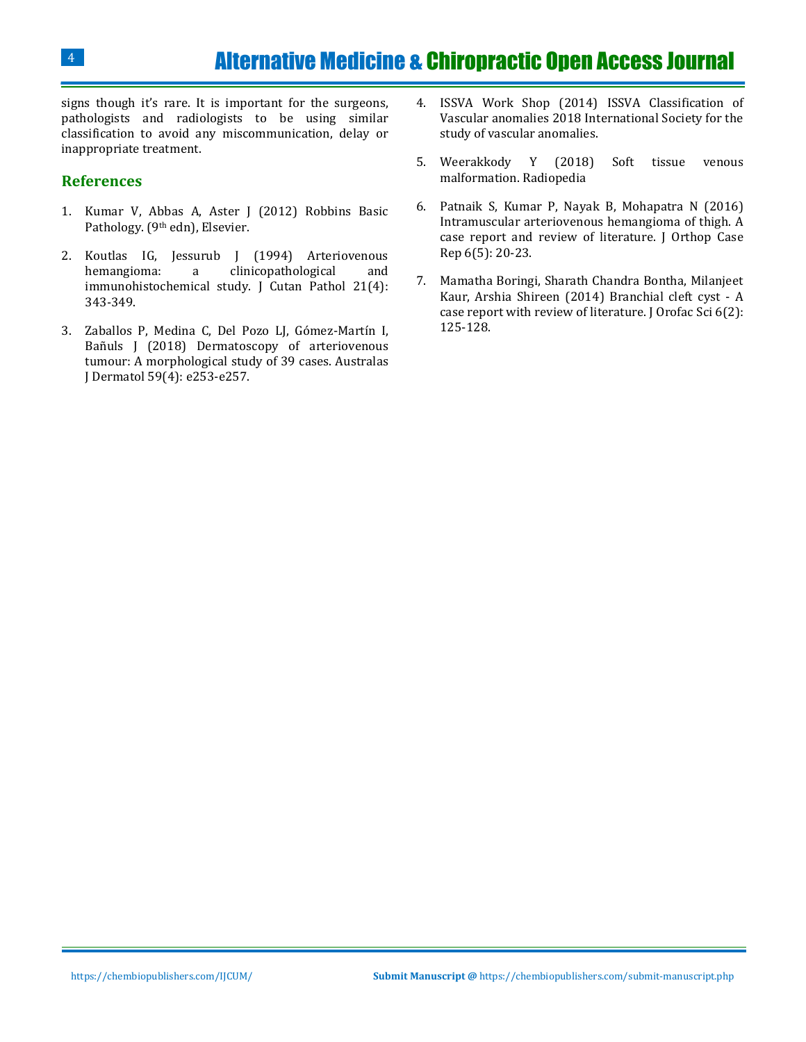signs though it's rare. It is important for the surgeons, pathologists and radiologists to be using similar classification to avoid any miscommunication, delay or inappropriate treatment.

## References

1. Kumar V, Abbas A, Aster J (2012) Robbins Basic Pathology. (9th edn), Elsevier.
2. Koutlas IG, Jessurub J (1994) Arteriovenous hemangioma: a clinicopathological and immunohistochemical study. J Cutan Pathol 21(4): 343-349.
3. Zaballos P, Medina C, Del Pozo LJ, Gómez-Martín I, Bañuls J (2018) Dermatoscopy of arteriovenous tumour: A morphological study of 39 cases. Australas J Dermatol 59(4): e253-e257.
4. ISSVA Work Shop (2014) ISSVA Classification of Vascular anomalies 2018 International Society for the study of vascular anomalies.
5. Weerakkody Y (2018) Soft tissue venous malformation. Radiopedia
6. Patnaik S, Kumar P, Nayak B, Mohapatra N (2016) Intramuscular arteriovenous hemangioma of thigh. A case report and review of literature. J Orthop Case Rep 6(5): 20-23.
7. Mamatha Boringi, Sharath Chandra Bontha, Milanjeet Kaur, Arshia Shireen (2014) Branchial cleft cyst - A case report with review of literature. J Orofac Sci 6(2): 125-128.